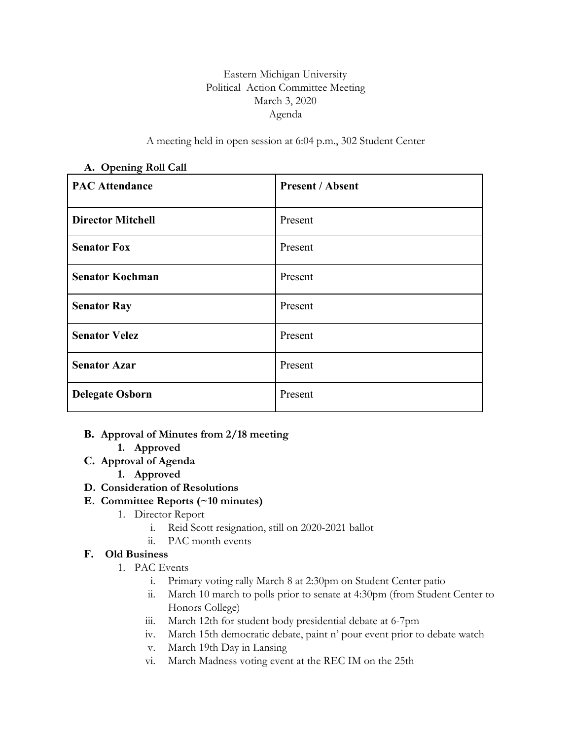Eastern Michigan University
Political Action Committee Meeting
March 3, 2020
Agenda

A meeting held in open session at 6:04 p.m., 302 Student Center

**A. Opening Roll Call**

| PAC Attendance | Present / Absent |
|---|---|
| **Director Mitchell** | Present |
| **Senator Fox** | Present |
| **Senator Kochman** | Present |
| **Senator Ray** | Present |
| **Senator Velez** | Present |
| **Senator Azar** | Present |
| **Delegate Osborn** | Present |

**B. Approval of Minutes from 2/18 meeting**

1. **Approved**

**C. Approval of Agenda**

1. **Approved**

**D. Consideration of Resolutions**

**E. Committee Reports (~10 minutes)**

1. Director Report
   - i. Reid Scott resignation, still on 2020-2021 ballot
   - ii. PAC month events

**F. Old Business**

1. PAC Events
   - i. Primary voting rally March 8 at 2:30pm on Student Center patio
   - ii. March 10 march to polls prior to senate at 4:30pm (from Student Center to Honors College)
   - iii. March 12th for student body presidential debate at 6-7pm
   - iv. March 15th democratic debate, paint n' pour event prior to debate watch
   - v. March 19th Day in Lansing
   - vi. March Madness voting event at the REC IM on the 25th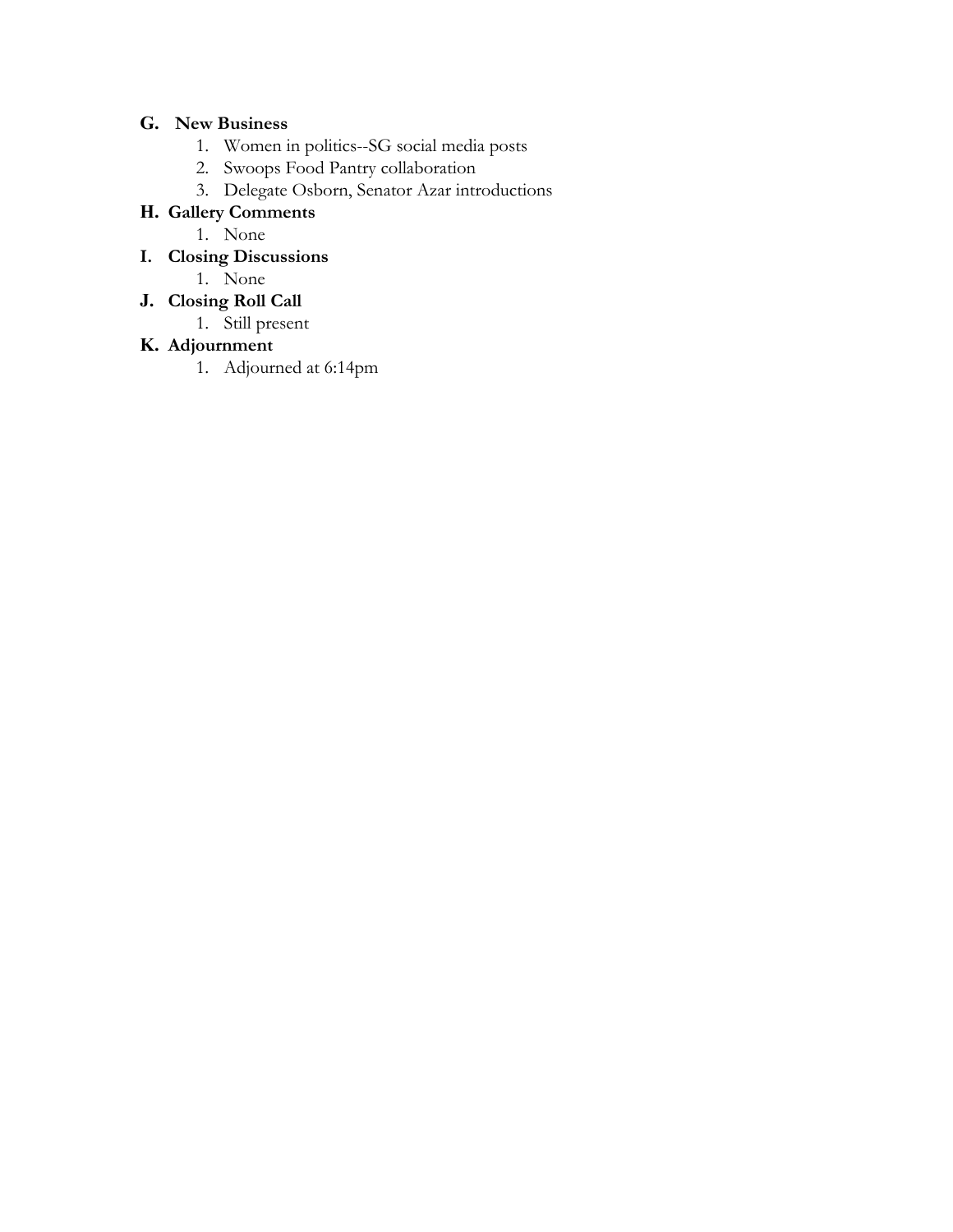**G. New Business**

1. Women in politics--SG social media posts
2. Swoops Food Pantry collaboration
3. Delegate Osborn, Senator Azar introductions

**H. Gallery Comments**

1. None

**I. Closing Discussions**

1. None

**J. Closing Roll Call**

1. Still present

**K. Adjournment**

1. Adjourned at 6:14pm